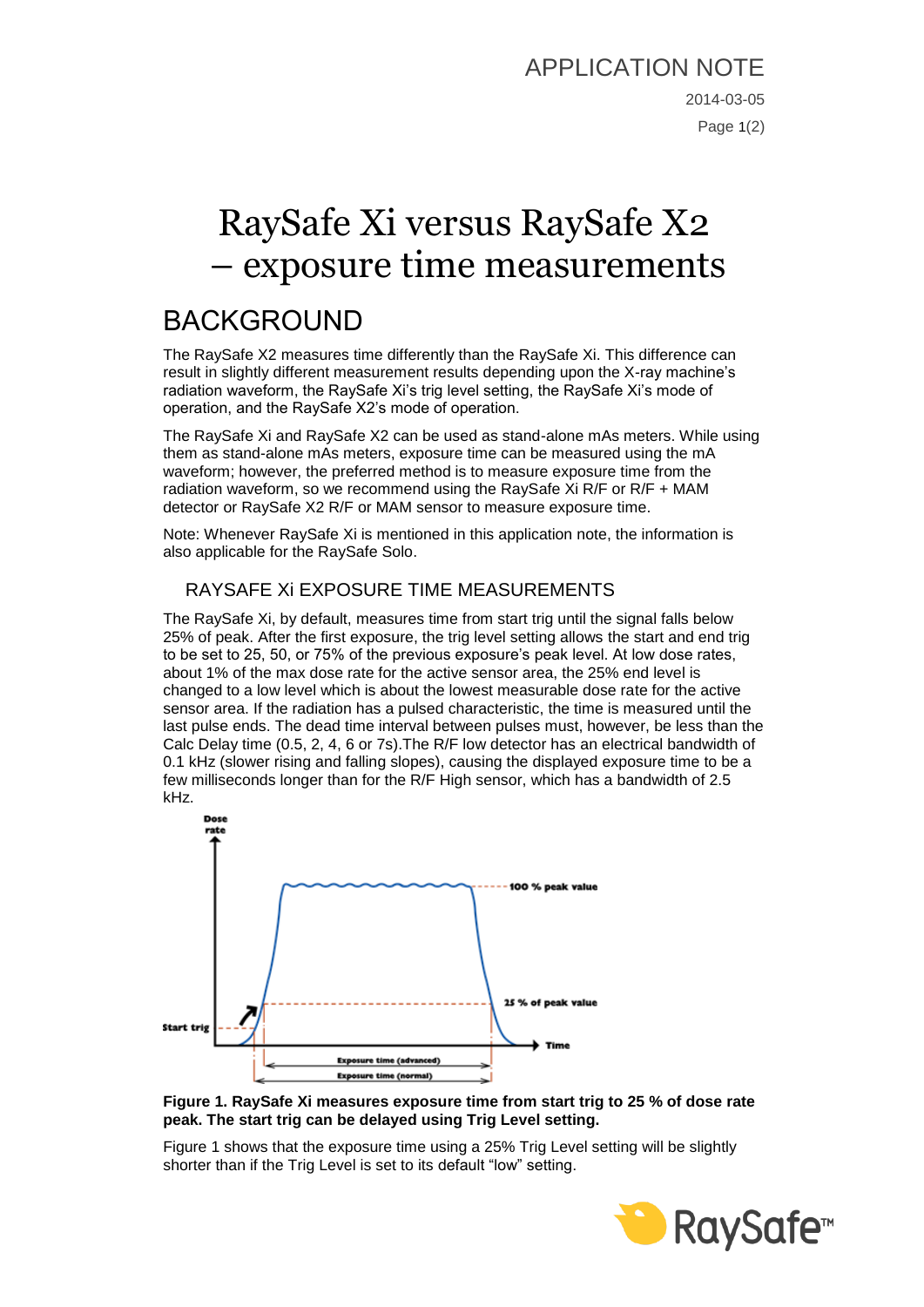# RaySafe Xi versus RaySafe X2 – exposure time measurements

## BACKGROUND

The RaySafe X2 measures time differently than the RaySafe Xi. This difference can result in slightly different measurement results depending upon the X-ray machine's radiation waveform, the RaySafe Xi's trig level setting, the RaySafe Xi's mode of operation, and the RaySafe X2's mode of operation.

The RaySafe Xi and RaySafe X2 can be used as stand-alone mAs meters. While using them as stand-alone mAs meters, exposure time can be measured using the mA waveform; however, the preferred method is to measure exposure time from the radiation waveform, so we recommend using the RaySafe Xi R/F or R/F + MAM detector or RaySafe X2 R/F or MAM sensor to measure exposure time.

Note: Whenever RaySafe Xi is mentioned in this application note, the information is also applicable for the RaySafe Solo.

### RAYSAFE Xi EXPOSURE TIME MEASUREMENTS

The RaySafe Xi, by default, measures time from start trig until the signal falls below 25% of peak. After the first exposure, the trig level setting allows the start and end trig to be set to 25, 50, or 75% of the previous exposure's peak level. At low dose rates, about 1% of the max dose rate for the active sensor area, the 25% end level is changed to a low level which is about the lowest measurable dose rate for the active sensor area. If the radiation has a pulsed characteristic, the time is measured until the last pulse ends. The dead time interval between pulses must, however, be less than the Calc Delay time (0.5, 2, 4, 6 or 7s).The R/F low detector has an electrical bandwidth of 0.1 kHz (slower rising and falling slopes), causing the displayed exposure time to be a few milliseconds longer than for the R/F High sensor, which has a bandwidth of 2.5 kHz.

Dose rate
100 % peak value
25 % of peak value
Start trig
Time
Exposure time (advanced)
Exposure time (normal)

**Figure 1. RaySafe Xi measures exposure time from start trig to 25 % of dose rate peak. The start trig can be delayed using Trig Level setting.**

Figure 1 shows that the exposure time using a 25% Trig Level setting will be slightly shorter than if the Trig Level is set to its default "low" setting.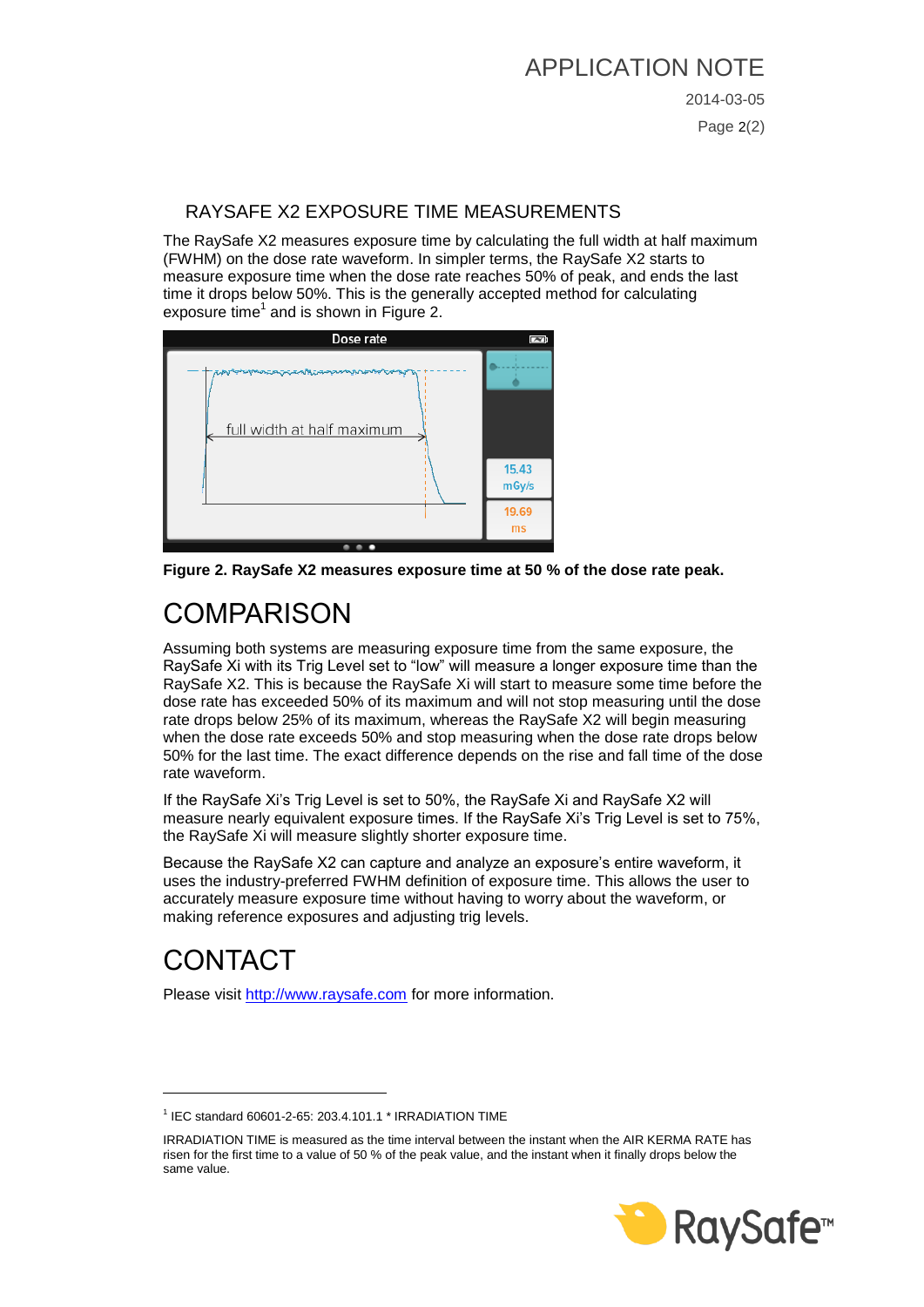## RAYSAFE X2 EXPOSURE TIME MEASUREMENTS

The RaySafe X2 measures exposure time by calculating the full width at half maximum (FWHM) on the dose rate waveform. In simpler terms, the RaySafe X2 starts to measure exposure time when the dose rate reaches 50% of peak, and ends the last time it drops below 50%. This is the generally accepted method for calculating exposure time[1] and is shown in Figure 2.

Dose rate

full width at half maximum

15.43
mGy/s

19.69
ms

**Figure 2. RaySafe X2 measures exposure time at 50 % of the dose rate peak.**

# COMPARISON

Assuming both systems are measuring exposure time from the same exposure, the RaySafe Xi with its Trig Level set to "low" will measure a longer exposure time than the RaySafe X2. This is because the RaySafe Xi will start to measure some time before the dose rate has exceeded 50% of its maximum and will not stop measuring until the dose rate drops below 25% of its maximum, whereas the RaySafe X2 will begin measuring when the dose rate exceeds 50% and stop measuring when the dose rate drops below 50% for the last time. The exact difference depends on the rise and fall time of the dose rate waveform.

If the RaySafe Xi's Trig Level is set to 50%, the RaySafe Xi and RaySafe X2 will measure nearly equivalent exposure times. If the RaySafe Xi's Trig Level is set to 75%, the RaySafe Xi will measure slightly shorter exposure time.

Because the RaySafe X2 can capture and analyze an exposure's entire waveform, it uses the industry-preferred FWHM definition of exposure time. This allows the user to accurately measure exposure time without having to worry about the waveform, or making reference exposures and adjusting trig levels.

# CONTACT

Please visit [http://www.raysafe.com](http://www.raysafe.com) for more information.

---

[1] IEC standard 60601-2-65: 203.4.101.1 * IRRADIATION TIME

IRRADIATION TIME is measured as the time interval between the instant when the AIR KERMA RATE has risen for the first time to a value of 50 % of the peak value, and the instant when it finally drops below the same value.